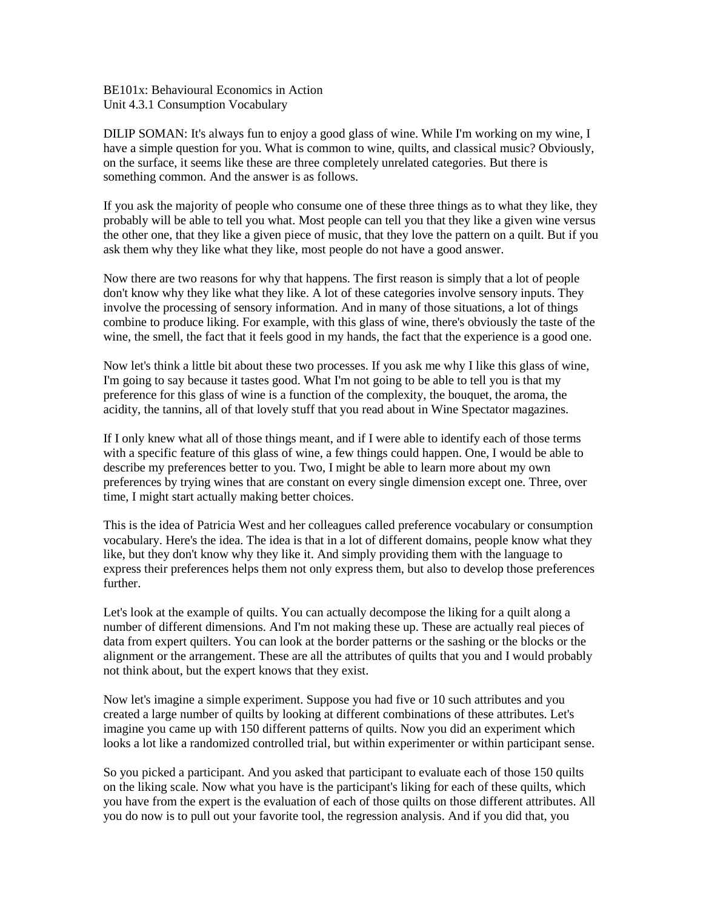BE101x: Behavioural Economics in Action
Unit 4.3.1 Consumption Vocabulary

DILIP SOMAN: It's always fun to enjoy a good glass of wine. While I'm working on my wine, I have a simple question for you. What is common to wine, quilts, and classical music? Obviously, on the surface, it seems like these are three completely unrelated categories. But there is something common. And the answer is as follows.

If you ask the majority of people who consume one of these three things as to what they like, they probably will be able to tell you what. Most people can tell you that they like a given wine versus the other one, that they like a given piece of music, that they love the pattern on a quilt. But if you ask them why they like what they like, most people do not have a good answer.

Now there are two reasons for why that happens. The first reason is simply that a lot of people don't know why they like what they like. A lot of these categories involve sensory inputs. They involve the processing of sensory information. And in many of those situations, a lot of things combine to produce liking. For example, with this glass of wine, there's obviously the taste of the wine, the smell, the fact that it feels good in my hands, the fact that the experience is a good one.

Now let's think a little bit about these two processes. If you ask me why I like this glass of wine, I'm going to say because it tastes good. What I'm not going to be able to tell you is that my preference for this glass of wine is a function of the complexity, the bouquet, the aroma, the acidity, the tannins, all of that lovely stuff that you read about in Wine Spectator magazines.

If I only knew what all of those things meant, and if I were able to identify each of those terms with a specific feature of this glass of wine, a few things could happen. One, I would be able to describe my preferences better to you. Two, I might be able to learn more about my own preferences by trying wines that are constant on every single dimension except one. Three, over time, I might start actually making better choices.

This is the idea of Patricia West and her colleagues called preference vocabulary or consumption vocabulary. Here's the idea. The idea is that in a lot of different domains, people know what they like, but they don't know why they like it. And simply providing them with the language to express their preferences helps them not only express them, but also to develop those preferences further.

Let's look at the example of quilts. You can actually decompose the liking for a quilt along a number of different dimensions. And I'm not making these up. These are actually real pieces of data from expert quilters. You can look at the border patterns or the sashing or the blocks or the alignment or the arrangement. These are all the attributes of quilts that you and I would probably not think about, but the expert knows that they exist.

Now let's imagine a simple experiment. Suppose you had five or 10 such attributes and you created a large number of quilts by looking at different combinations of these attributes. Let's imagine you came up with 150 different patterns of quilts. Now you did an experiment which looks a lot like a randomized controlled trial, but within experimenter or within participant sense.

So you picked a participant. And you asked that participant to evaluate each of those 150 quilts on the liking scale. Now what you have is the participant's liking for each of these quilts, which you have from the expert is the evaluation of each of those quilts on those different attributes. All you do now is to pull out your favorite tool, the regression analysis. And if you did that, you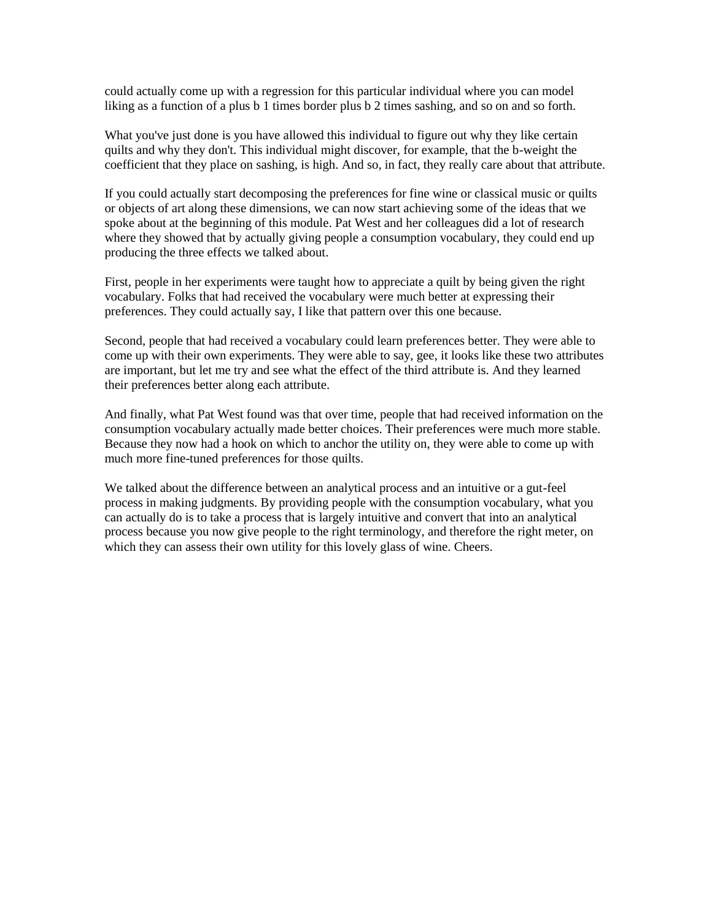could actually come up with a regression for this particular individual where you can model liking as a function of a plus b 1 times border plus b 2 times sashing, and so on and so forth.

What you've just done is you have allowed this individual to figure out why they like certain quilts and why they don't. This individual might discover, for example, that the b-weight the coefficient that they place on sashing, is high. And so, in fact, they really care about that attribute.

If you could actually start decomposing the preferences for fine wine or classical music or quilts or objects of art along these dimensions, we can now start achieving some of the ideas that we spoke about at the beginning of this module. Pat West and her colleagues did a lot of research where they showed that by actually giving people a consumption vocabulary, they could end up producing the three effects we talked about.

First, people in her experiments were taught how to appreciate a quilt by being given the right vocabulary. Folks that had received the vocabulary were much better at expressing their preferences. They could actually say, I like that pattern over this one because.

Second, people that had received a vocabulary could learn preferences better. They were able to come up with their own experiments. They were able to say, gee, it looks like these two attributes are important, but let me try and see what the effect of the third attribute is. And they learned their preferences better along each attribute.

And finally, what Pat West found was that over time, people that had received information on the consumption vocabulary actually made better choices. Their preferences were much more stable. Because they now had a hook on which to anchor the utility on, they were able to come up with much more fine-tuned preferences for those quilts.

We talked about the difference between an analytical process and an intuitive or a gut-feel process in making judgments. By providing people with the consumption vocabulary, what you can actually do is to take a process that is largely intuitive and convert that into an analytical process because you now give people to the right terminology, and therefore the right meter, on which they can assess their own utility for this lovely glass of wine. Cheers.